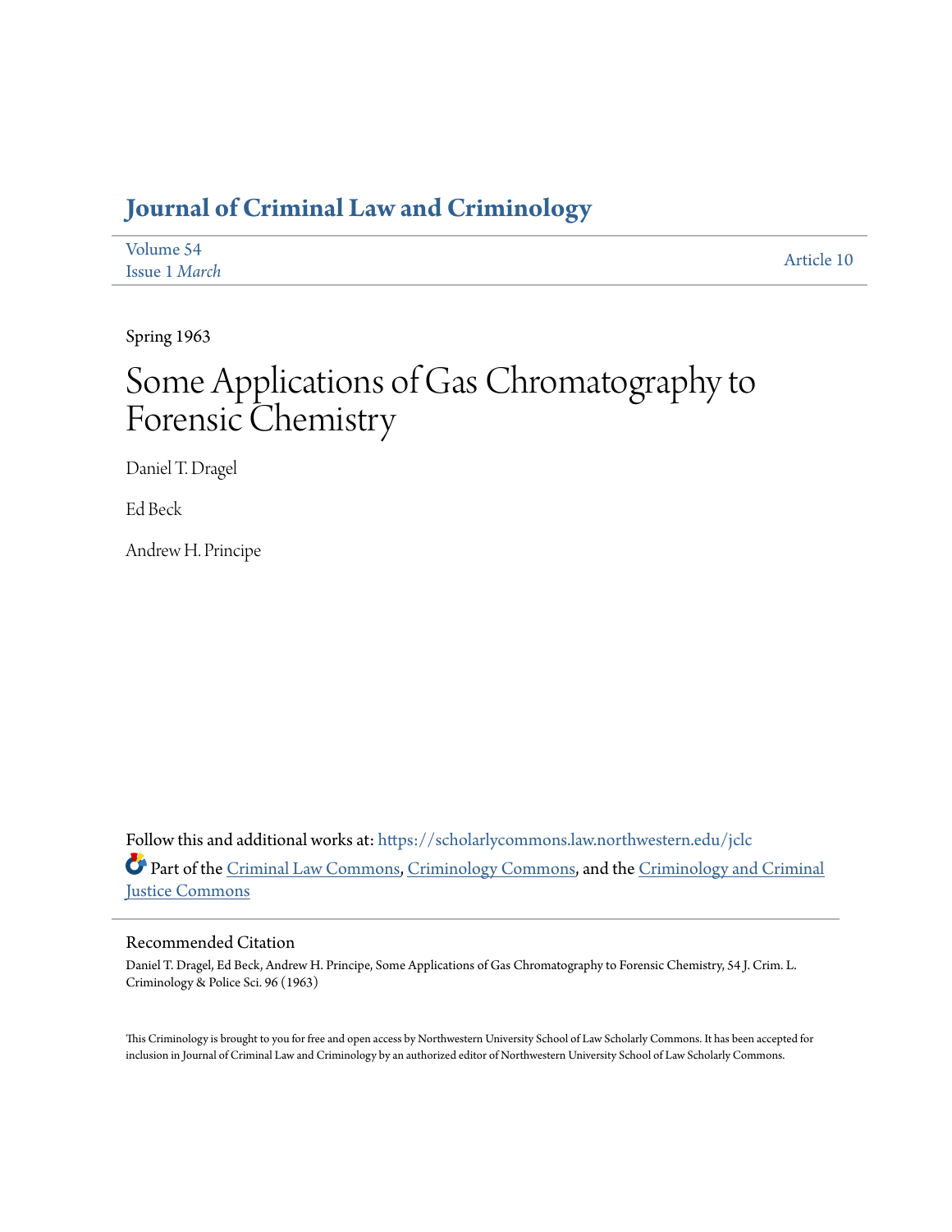# Journal of Criminal Law and Criminology

Volume 54
Issue 1 *March*

Article 10

Spring 1963

# Some Applications of Gas Chromatography to Forensic Chemistry

Daniel T. Dragel

Ed Beck

Andrew H. Principe

Follow this and additional works at: https://scholarlycommons.law.northwestern.edu/jclc

Part of the Criminal Law Commons, Criminology Commons, and the Criminology and Criminal Justice Commons

## Recommended Citation

Daniel T. Dragel, Ed Beck, Andrew H. Principe, Some Applications of Gas Chromatography to Forensic Chemistry, 54 J. Crim. L. Criminology & Police Sci. 96 (1963)

This Criminology is brought to you for free and open access by Northwestern University School of Law Scholarly Commons. It has been accepted for inclusion in Journal of Criminal Law and Criminology by an authorized editor of Northwestern University School of Law Scholarly Commons.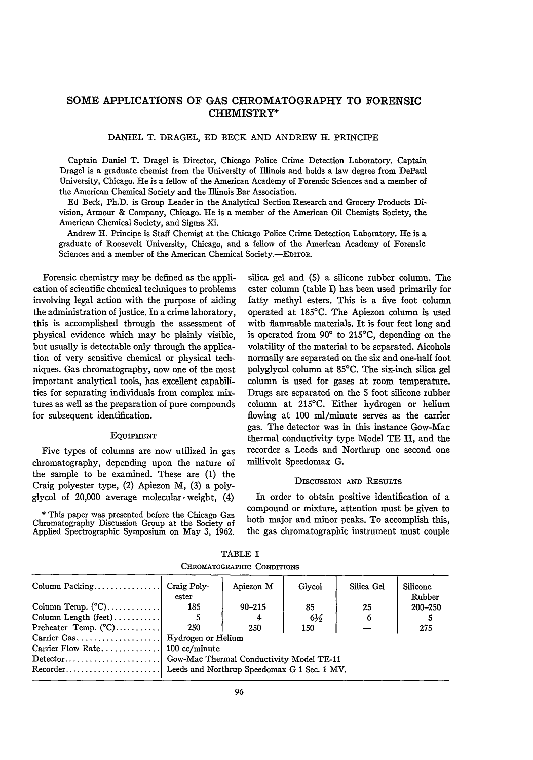# SOME APPLICATIONS OF GAS CHROMATOGRAPHY TO FORENSIC CHEMISTRY*

DANIEL T. DRAGEL, ED BECK AND ANDREW H. PRINCIPE

Captain Daniel T. Dragel is Director, Chicago Police Crime Detection Laboratory. Captain Dragel is a graduate chemist from the University of Illinois and holds a law degree from DePaul University, Chicago. He is a fellow of the American Academy of Forensic Sciences and a member of the American Chemical Society and the Illinois Bar Association.

Ed Beck, Ph.D. is Group Leader in the Analytical Section Research and Grocery Products Division, Armour & Company, Chicago. He is a member of the American Oil Chemists Society, the American Chemical Society, and Sigma Xi.

Andrew H. Principe is Staff Chemist at the Chicago Police Crime Detection Laboratory. He is a graduate of Roosevelt University, Chicago, and a fellow of the American Academy of Forensic Sciences and a member of the American Chemical Society.—EDITOR.

Forensic chemistry may be defined as the application of scientific chemical techniques to problems involving legal action with the purpose of aiding the administration of justice. In a crime laboratory, this is accomplished through the assessment of physical evidence which may be plainly visible, but usually is detectable only through the application of very sensitive chemical or physical techniques. Gas chromatography, now one of the most important analytical tools, has excellent capabilities for separating individuals from complex mixtures as well as the preparation of pure compounds for subsequent identification.

## EQUIPMENT

Five types of columns are now utilized in gas chromatography, depending upon the nature of the sample to be examined. These are (1) the Craig polyester type, (2) Apiezon M, (3) a polyglycol of 20,000 average molecular·weight, (4) silica gel and (5) a silicone rubber column. The ester column (table I) has been used primarily for fatty methyl esters. This is a five foot column operated at 185°C. The Apiezon column is used with flammable materials. It is four feet long and is operated from 90° to 215°C, depending on the volatility of the material to be separated. Alcohols normally are separated on the six and one-half foot polyglycol column at 85°C. The six-inch silica gel column is used for gases at room temperature. Drugs are separated on the 5 foot silicone rubber column at 215°C. Either hydrogen or helium flowing at 100 ml/minute serves as the carrier gas. The detector was in this instance Gow-Mac thermal conductivity type Model TE II, and the recorder a Leeds and Northrup one second one millivolt Speedomax G.

## DISCUSSION AND RESULTS

In order to obtain positive identification of a compound or mixture, attention must be given to both major and minor peaks. To accomplish this, the gas chromatographic instrument must couple

\* This paper was presented before the Chicago Gas Chromatography Discussion Group at the Society of Applied Spectrographic Symposium on May 3, 1962.

TABLE I

CHROMATOGRAPHIC CONDITIONS

| Column Packing | Craig Polyester | Apiezon M | Glycol | Silica Gel | Silicone Rubber |
|---|---|---|---|---|---|
| Column Temp. (°C) | 185 | 90–215 | 85 | 25 | 200–250 |
| Column Length (feet) | 5 | 4 | 6½ | 6 | 5 |
| Preheater Temp. (°C) | 250 | 250 | 150 | — | 275 |
| Carrier Gas | Hydrogen or Helium | | | | |
| Carrier Flow Rate | 100 cc/minute | | | | |
| Detector | Gow-Mac Thermal Conductivity Model TE-11 | | | | |
| Recorder | Leeds and Northrup Speedomax G 1 Sec. 1 MV. | | | | |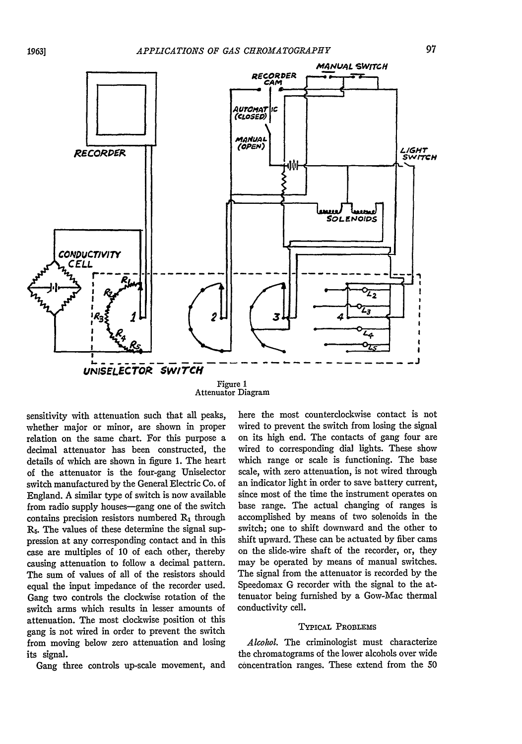RECORDER CAM

MANUAL SWITCH

AUTOMATIC (CLOSED)

MANUAL (OPEN)

RECORDER

LIGHT SWITCH

SOLENOIDS

CONDUCTIVITY CELL

$R_1$ $R_2$ $R_3$ $R_4$ $R_5$

1 2 3 4

$L_2$ $L_3$ $L_4$ $L_5$

UNISELECTOR SWITCH

Figure 1
Attenuator Diagram

sensitivity with attenuation such that all peaks, whether major or minor, are shown in proper relation on the same chart. For this purpose a decimal attenuator has been constructed, the details of which are shown in figure 1. The heart of the attenuator is the four-gang Uniselector switch manufactured by the General Electric Co. of England. A similar type of switch is now available from radio supply houses—gang one of the switch contains precision resistors numbered $R_1$ through $R_5$. The values of these determine the signal suppression at any corresponding contact and in this case are multiples of 10 of each other, thereby causing attenuation to follow a decimal pattern. The sum of values of all of the resistors should equal the input impedance of the recorder used. Gang two controls the clockwise rotation of the switch arms which results in lesser amounts of attenuation. The most clockwise position ot this gang is not wired in order to prevent the switch from moving below zero attenuation and losing its signal.

Gang three controls up-scale movement, and here the most counterclockwise contact is not wired to prevent the switch from losing the signal on its high end. The contacts of gang four are wired to corresponding dial lights. These show which range or scale is functioning. The base scale, with zero attenuation, is not wired through an indicator light in order to save battery current, since most of the time the instrument operates on base range. The actual changing of ranges is accomplished by means of two solenoids in the switch; one to shift downward and the other to shift upward. These can be actuated by fiber cams on the slide-wire shaft of the recorder, or, they may be operated by means of manual switches. The signal from the attenuator is recorded by the Speedomax G recorder with the signal to the attenuator being furnished by a Gow-Mac thermal conductivity cell.

## Typical Problems

*Alcohol.* The criminologist must characterize the chromatograms of the lower alcohols over wide concentration ranges. These extend from the 50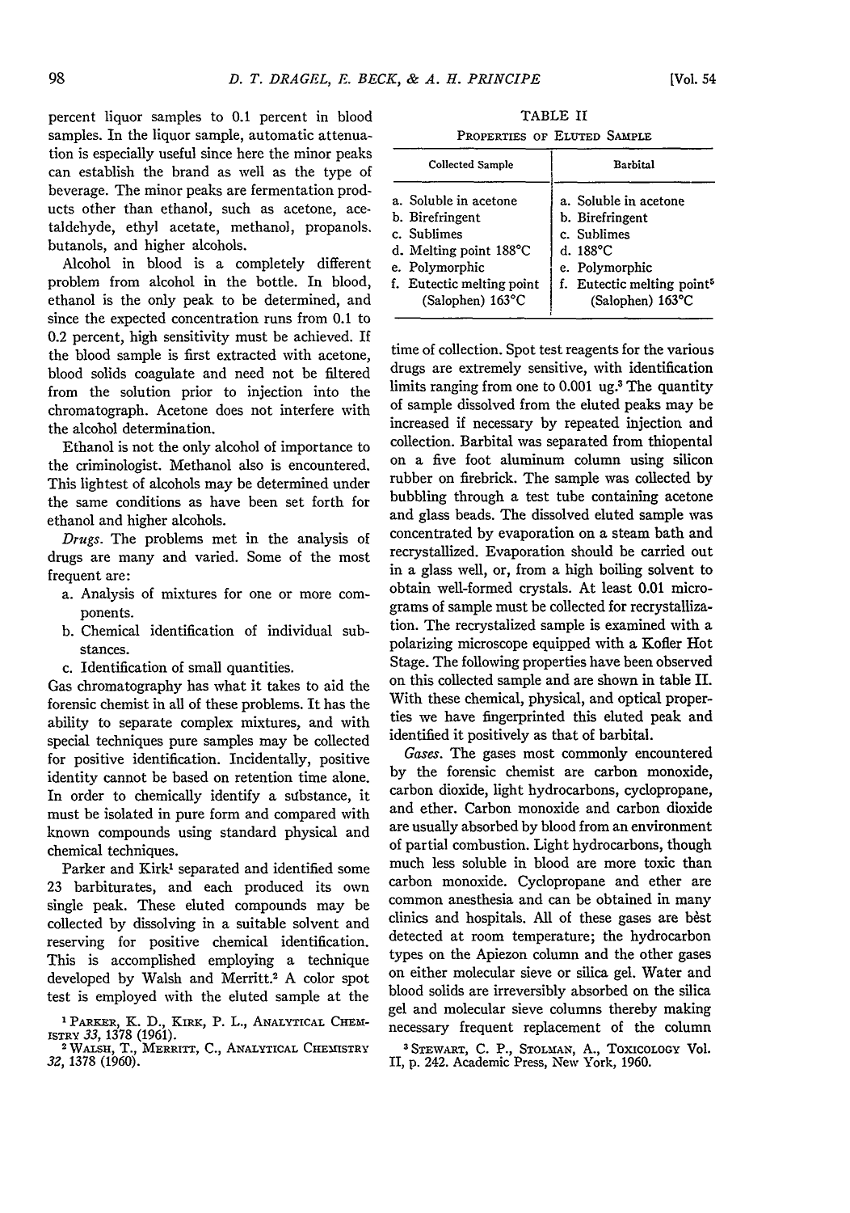percent liquor samples to 0.1 percent in blood samples. In the liquor sample, automatic attenuation is especially useful since here the minor peaks can establish the brand as well as the type of beverage. The minor peaks are fermentation products other than ethanol, such as acetone, acetaldehyde, ethyl acetate, methanol, propanols, butanols, and higher alcohols.

Alcohol in blood is a completely different problem from alcohol in the bottle. In blood, ethanol is the only peak to be determined, and since the expected concentration runs from 0.1 to 0.2 percent, high sensitivity must be achieved. If the blood sample is first extracted with acetone, blood solids coagulate and need not be filtered from the solution prior to injection into the chromatograph. Acetone does not interfere with the alcohol determination.

Ethanol is not the only alcohol of importance to the criminologist. Methanol also is encountered. This lightest of alcohols may be determined under the same conditions as have been set forth for ethanol and higher alcohols.

*Drugs.* The problems met in the analysis of drugs are many and varied. Some of the most frequent are:

a. Analysis of mixtures for one or more components.
b. Chemical identification of individual substances.
c. Identification of small quantities.

Gas chromatography has what it takes to aid the forensic chemist in all of these problems. It has the ability to separate complex mixtures, and with special techniques pure samples may be collected for positive identification. Incidentally, positive identity cannot be based on retention time alone. In order to chemically identify a substance, it must be isolated in pure form and compared with known compounds using standard physical and chemical techniques.

Parker and Kirk[1] separated and identified some 23 barbiturates, and each produced its own single peak. These eluted compounds may be collected by dissolving in a suitable solvent and reserving for positive chemical identification. This is accomplished employing a technique developed by Walsh and Merritt.[2] A color spot test is employed with the eluted sample at the time of collection. Spot test reagents for the various drugs are extremely sensitive, with identification limits ranging from one to 0.001 ug.[3] The quantity of sample dissolved from the eluted peaks may be increased if necessary by repeated injection and collection. Barbital was separated from thiopental on a five foot aluminum column using silicon rubber on firebrick. The sample was collected by bubbling through a test tube containing acetone and glass beads. The dissolved eluted sample was concentrated by evaporation on a steam bath and recrystallized. Evaporation should be carried out in a glass well, or, from a high boiling solvent to obtain well-formed crystals. At least 0.01 micrograms of sample must be collected for recrystallization. The recrystalized sample is examined with a polarizing microscope equipped with a Kofler Hot Stage. The following properties have been observed on this collected sample and are shown in table II. With these chemical, physical, and optical properties we have fingerprinted this eluted peak and identified it positively as that of barbital.

TABLE II

PROPERTIES OF ELUTED SAMPLE

| Collected Sample | Barbital |
|---|---|
| a. Soluble in acetone | a. Soluble in acetone |
| b. Birefringent | b. Birefringent |
| c. Sublimes | c. Sublimes |
| d. Melting point 188°C | d. 188°C |
| e. Polymorphic | e. Polymorphic |
| f. Eutectic melting point (Salophen) 163°C | f. Eutectic melting point[5] (Salophen) 163°C |

*Gases.* The gases most commonly encountered by the forensic chemist are carbon monoxide, carbon dioxide, light hydrocarbons, cyclopropane, and ether. Carbon monoxide and carbon dioxide are usually absorbed by blood from an environment of partial combustion. Light hydrocarbons, though much less soluble in blood are more toxic than carbon monoxide. Cyclopropane and ether are common anesthesia and can be obtained in many clinics and hospitals. All of these gases are bèst detected at room temperature; the hydrocarbon types on the Apiezon column and the other gases on either molecular sieve or silica gel. Water and blood solids are irreversibly absorbed on the silica gel and molecular sieve columns thereby making necessary frequent replacement of the column

[1] PARKER, K. D., KIRK, P. L., ANALYTICAL CHEMISTRY 33, 1378 (1961).

[2] WALSH, T., MERRITT, C., ANALYTICAL CHEMISTRY 32, 1378 (1960).

[3] STEWART, C. P., STOLMAN, A., TOXICOLOGY Vol. II, p. 242. Academic Press, New York, 1960.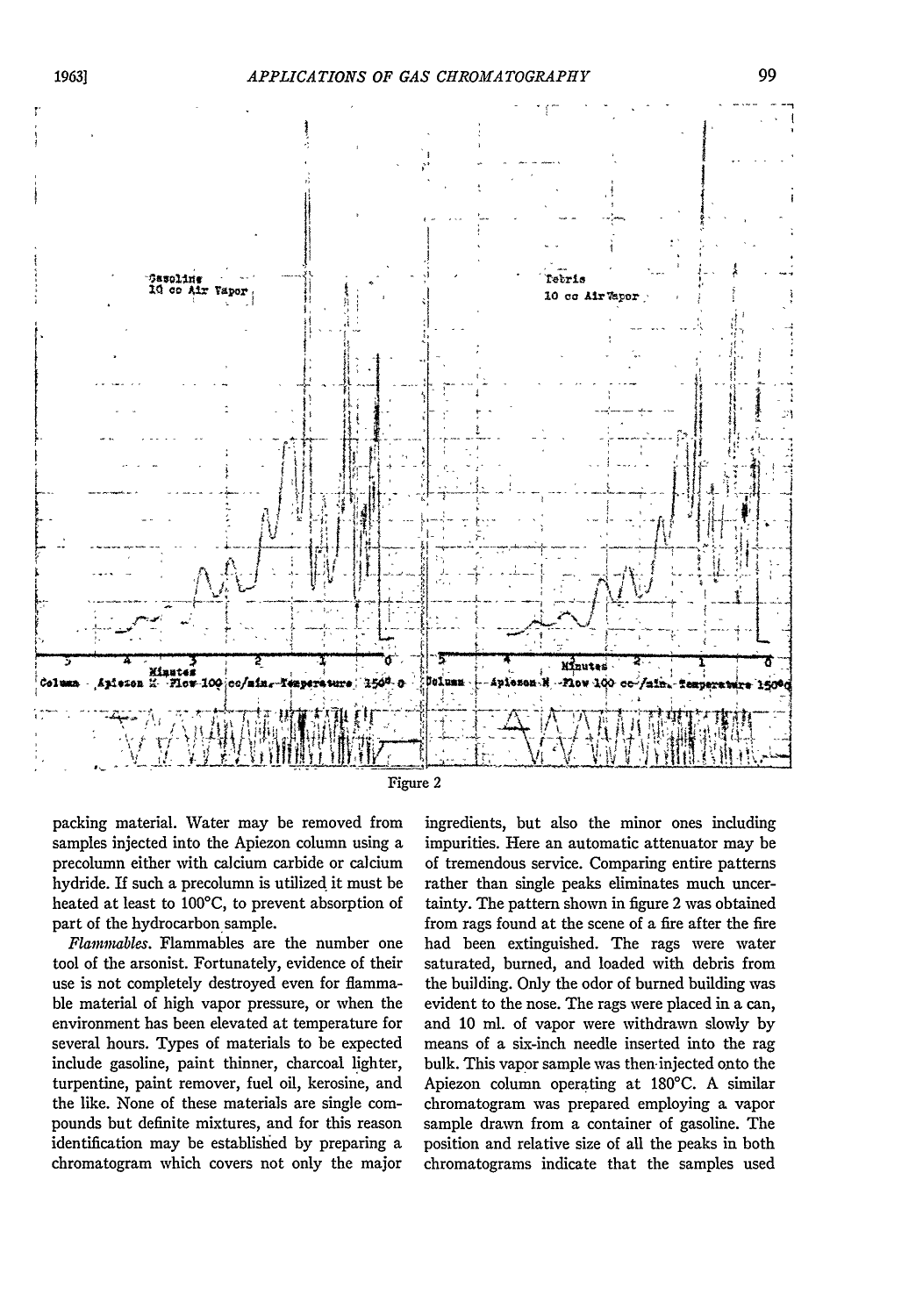Gasoline
10 cc Air Vapor

Column Apiezon N Flow 100 cc/min. Temperature 150° C

Debris
10 cc Air Vapor

Column Apiezon N Flow 100 cc/min. Temperature 150°C

Figure 2

packing material. Water may be removed from samples injected into the Apiezon column using a precolumn either with calcium carbide or calcium hydride. If such a precolumn is utilized it must be heated at least to 100°C, to prevent absorption of part of the hydrocarbon sample.

*Flammables.* Flammables are the number one tool of the arsonist. Fortunately, evidence of their use is not completely destroyed even for flammable material of high vapor pressure, or when the environment has been elevated at temperature for several hours. Types of materials to be expected include gasoline, paint thinner, charcoal lighter, turpentine, paint remover, fuel oil, kerosine, and the like. None of these materials are single compounds but definite mixtures, and for this reason identification may be established by preparing a chromatogram which covers not only the major ingredients, but also the minor ones including impurities. Here an automatic attenuator may be of tremendous service. Comparing entire patterns rather than single peaks eliminates much uncertainty. The pattern shown in figure 2 was obtained from rags found at the scene of a fire after the fire had been extinguished. The rags were water saturated, burned, and loaded with debris from the building. Only the odor of burned building was evident to the nose. The rags were placed in a can, and 10 ml. of vapor were withdrawn slowly by means of a six-inch needle inserted into the rag bulk. This vapor sample was then injected onto the Apiezon column operating at 180°C. A similar chromatogram was prepared employing a vapor sample drawn from a container of gasoline. The position and relative size of all the peaks in both chromatograms indicate that the samples used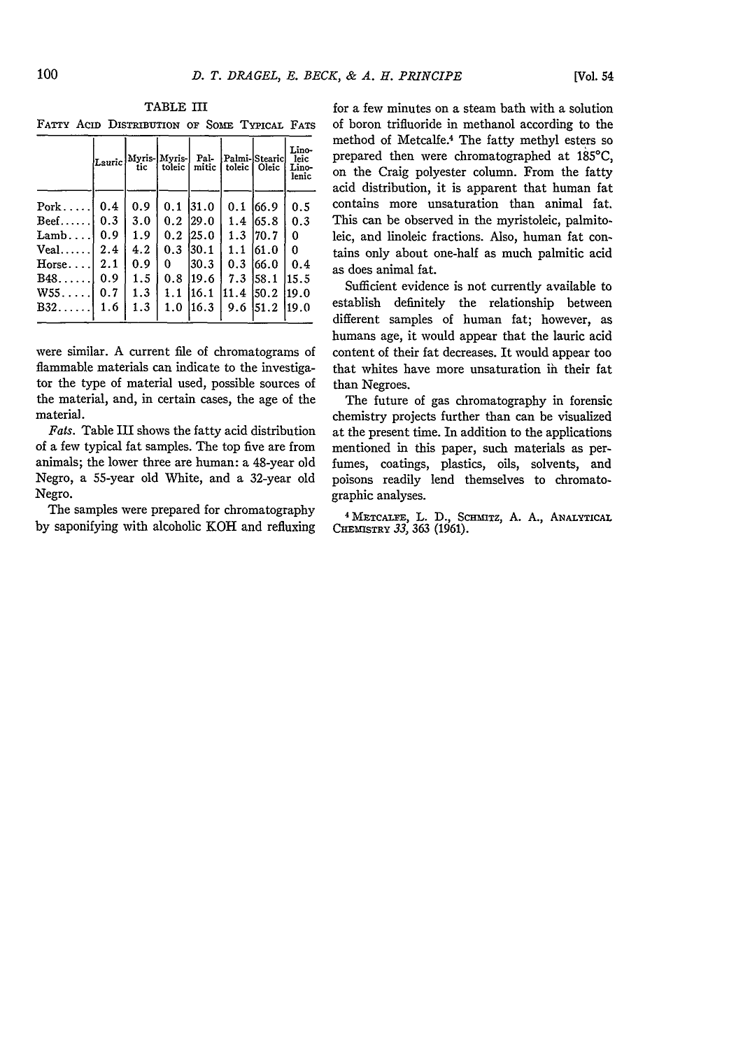TABLE III

FATTY ACID DISTRIBUTION OF SOME TYPICAL FATS

| | Lauric | Myristic | Myristoleic | Palmitic | Palmitoleic | Stearic Oleic | Linoleic Linolenic |
|---|---|---|---|---|---|---|---|
| Pork | 0.4 | 0.9 | 0.1 | 31.0 | 0.1 | 66.9 | 0.5 |
| Beef | 0.3 | 3.0 | 0.2 | 29.0 | 1.4 | 65.8 | 0.3 |
| Lamb | 0.9 | 1.9 | 0.2 | 25.0 | 1.3 | 70.7 | 0 |
| Veal | 2.4 | 4.2 | 0.3 | 30.1 | 1.1 | 61.0 | 0 |
| Horse | 2.1 | 0.9 | 0 | 30.3 | 0.3 | 66.0 | 0.4 |
| B48 | 0.9 | 1.5 | 0.8 | 19.6 | 7.3 | 58.1 | 15.5 |
| W55 | 0.7 | 1.3 | 1.1 | 16.1 | 11.4 | 50.2 | 19.0 |
| B32 | 1.6 | 1.3 | 1.0 | 16.3 | 9.6 | 51.2 | 19.0 |

were similar. A current file of chromatograms of flammable materials can indicate to the investigator the type of material used, possible sources of the material, and, in certain cases, the age of the material.

*Fats.* Table III shows the fatty acid distribution of a few typical fat samples. The top five are from animals; the lower three are human: a 48-year old Negro, a 55-year old White, and a 32-year old Negro.

The samples were prepared for chromatography by saponifying with alcoholic KOH and refluxing for a few minutes on a steam bath with a solution of boron trifluoride in methanol according to the method of Metcalfe.[4] The fatty methyl esters so prepared then were chromatographed at 185°C, on the Craig polyester column. From the fatty acid distribution, it is apparent that human fat contains more unsaturation than animal fat. This can be observed in the myristoleic, palmitoleic, and linoleic fractions. Also, human fat contains only about one-half as much palmitic acid as does animal fat.

Sufficient evidence is not currently available to establish definitely the relationship between different samples of human fat; however, as humans age, it would appear that the lauric acid content of their fat decreases. It would appear too that whites have more unsaturation in their fat than Negroes.

The future of gas chromatography in forensic chemistry projects further than can be visualized at the present time. In addition to the applications mentioned in this paper, such materials as perfumes, coatings, plastics, oils, solvents, and poisons readily lend themselves to chromatographic analyses.

[4] METCALFE, L. D., SCHMITZ, A. A., ANALYTICAL CHEMISTRY *33*, 363 (1961).